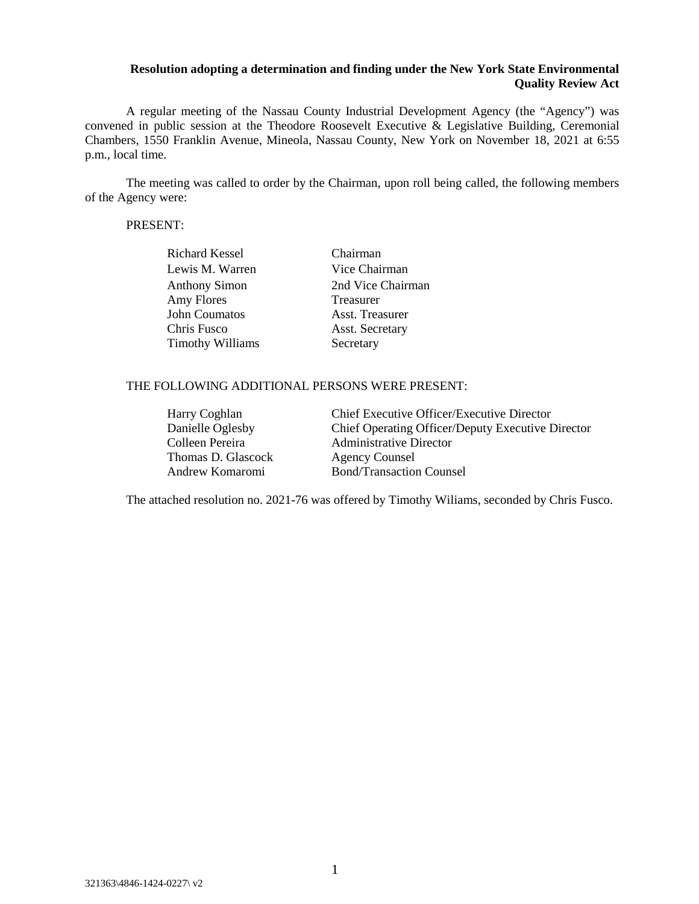**Resolution adopting a determination and finding under the New York State Environmental Quality Review Act**

A regular meeting of the Nassau County Industrial Development Agency (the "Agency") was convened in public session at the Theodore Roosevelt Executive & Legislative Building, Ceremonial Chambers, 1550 Franklin Avenue, Mineola, Nassau County, New York on November 18, 2021 at 6:55 p.m., local time.

The meeting was called to order by the Chairman, upon roll being called, the following members of the Agency were:

PRESENT:

| | |
|---|---|
| Richard Kessel | Chairman |
| Lewis M. Warren | Vice Chairman |
| Anthony Simon | 2nd Vice Chairman |
| Amy Flores | Treasurer |
| John Coumatos | Asst. Treasurer |
| Chris Fusco | Asst. Secretary |
| Timothy Williams | Secretary |

THE FOLLOWING ADDITIONAL PERSONS WERE PRESENT:

| | |
|---|---|
| Harry Coghlan | Chief Executive Officer/Executive Director |
| Danielle Oglesby | Chief Operating Officer/Deputy Executive Director |
| Colleen Pereira | Administrative Director |
| Thomas D. Glascock | Agency Counsel |
| Andrew Komaromi | Bond/Transaction Counsel |

The attached resolution no. 2021-76 was offered by Timothy Wiliams, seconded by Chris Fusco.

321363\4846-1424-0227\ v2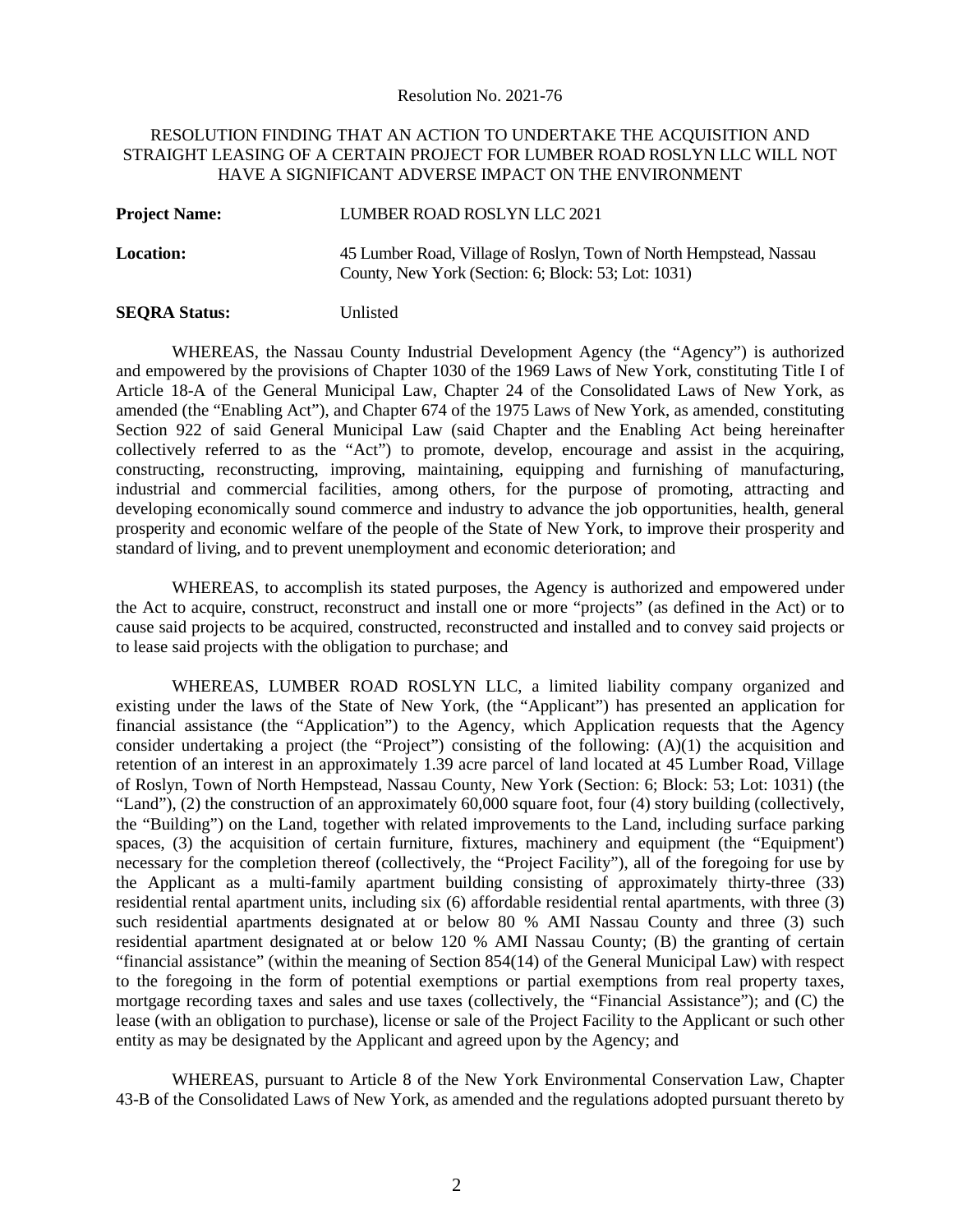Resolution No. 2021-76

RESOLUTION FINDING THAT AN ACTION TO UNDERTAKE THE ACQUISITION AND STRAIGHT LEASING OF A CERTAIN PROJECT FOR LUMBER ROAD ROSLYN LLC WILL NOT HAVE A SIGNIFICANT ADVERSE IMPACT ON THE ENVIRONMENT

**Project Name:** LUMBER ROAD ROSLYN LLC 2021

**Location:** 45 Lumber Road, Village of Roslyn, Town of North Hempstead, Nassau County, New York (Section: 6; Block: 53; Lot: 1031)

**SEQRA Status:** Unlisted

WHEREAS, the Nassau County Industrial Development Agency (the "Agency") is authorized and empowered by the provisions of Chapter 1030 of the 1969 Laws of New York, constituting Title I of Article 18-A of the General Municipal Law, Chapter 24 of the Consolidated Laws of New York, as amended (the "Enabling Act"), and Chapter 674 of the 1975 Laws of New York, as amended, constituting Section 922 of said General Municipal Law (said Chapter and the Enabling Act being hereinafter collectively referred to as the "Act") to promote, develop, encourage and assist in the acquiring, constructing, reconstructing, improving, maintaining, equipping and furnishing of manufacturing, industrial and commercial facilities, among others, for the purpose of promoting, attracting and developing economically sound commerce and industry to advance the job opportunities, health, general prosperity and economic welfare of the people of the State of New York, to improve their prosperity and standard of living, and to prevent unemployment and economic deterioration; and

WHEREAS, to accomplish its stated purposes, the Agency is authorized and empowered under the Act to acquire, construct, reconstruct and install one or more "projects" (as defined in the Act) or to cause said projects to be acquired, constructed, reconstructed and installed and to convey said projects or to lease said projects with the obligation to purchase; and

WHEREAS, LUMBER ROAD ROSLYN LLC, a limited liability company organized and existing under the laws of the State of New York, (the "Applicant") has presented an application for financial assistance (the "Application") to the Agency, which Application requests that the Agency consider undertaking a project (the "Project") consisting of the following: (A)(1) the acquisition and retention of an interest in an approximately 1.39 acre parcel of land located at 45 Lumber Road, Village of Roslyn, Town of North Hempstead, Nassau County, New York (Section: 6; Block: 53; Lot: 1031) (the "Land"), (2) the construction of an approximately 60,000 square foot, four (4) story building (collectively, the "Building") on the Land, together with related improvements to the Land, including surface parking spaces, (3) the acquisition of certain furniture, fixtures, machinery and equipment (the "Equipment') necessary for the completion thereof (collectively, the "Project Facility"), all of the foregoing for use by the Applicant as a multi-family apartment building consisting of approximately thirty-three (33) residential rental apartment units, including six (6) affordable residential rental apartments, with three (3) such residential apartments designated at or below 80 % AMI Nassau County and three (3) such residential apartment designated at or below 120 % AMI Nassau County; (B) the granting of certain "financial assistance" (within the meaning of Section 854(14) of the General Municipal Law) with respect to the foregoing in the form of potential exemptions or partial exemptions from real property taxes, mortgage recording taxes and sales and use taxes (collectively, the "Financial Assistance"); and (C) the lease (with an obligation to purchase), license or sale of the Project Facility to the Applicant or such other entity as may be designated by the Applicant and agreed upon by the Agency; and

WHEREAS, pursuant to Article 8 of the New York Environmental Conservation Law, Chapter 43-B of the Consolidated Laws of New York, as amended and the regulations adopted pursuant thereto by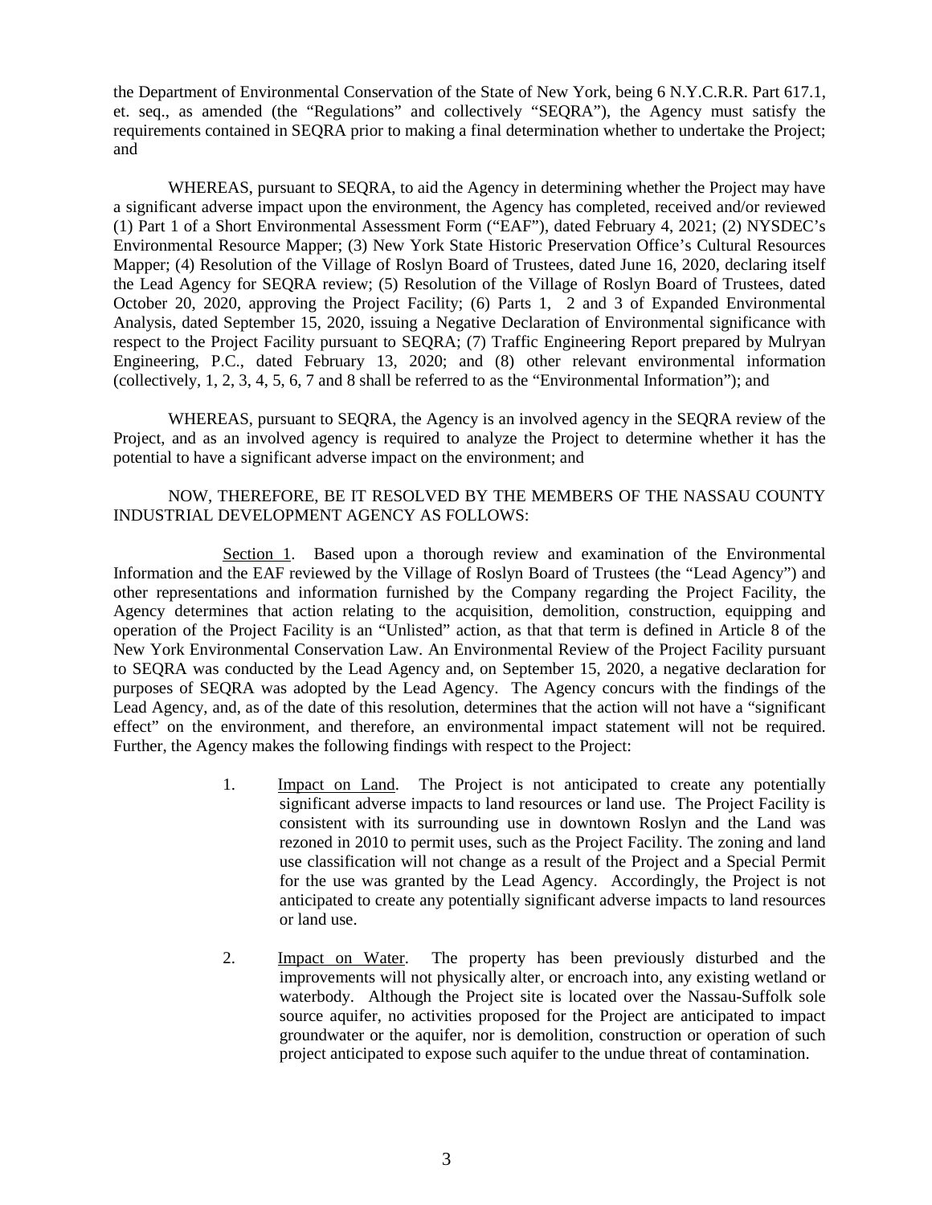the Department of Environmental Conservation of the State of New York, being 6 N.Y.C.R.R. Part 617.1, et. seq., as amended (the "Regulations" and collectively "SEQRA"), the Agency must satisfy the requirements contained in SEQRA prior to making a final determination whether to undertake the Project; and

WHEREAS, pursuant to SEQRA, to aid the Agency in determining whether the Project may have a significant adverse impact upon the environment, the Agency has completed, received and/or reviewed (1) Part 1 of a Short Environmental Assessment Form ("EAF"), dated February 4, 2021; (2) NYSDEC's Environmental Resource Mapper; (3) New York State Historic Preservation Office's Cultural Resources Mapper; (4) Resolution of the Village of Roslyn Board of Trustees, dated June 16, 2020, declaring itself the Lead Agency for SEQRA review; (5) Resolution of the Village of Roslyn Board of Trustees, dated October 20, 2020, approving the Project Facility; (6) Parts 1, 2 and 3 of Expanded Environmental Analysis, dated September 15, 2020, issuing a Negative Declaration of Environmental significance with respect to the Project Facility pursuant to SEQRA; (7) Traffic Engineering Report prepared by Mulryan Engineering, P.C., dated February 13, 2020; and (8) other relevant environmental information (collectively, 1, 2, 3, 4, 5, 6, 7 and 8 shall be referred to as the "Environmental Information"); and

WHEREAS, pursuant to SEQRA, the Agency is an involved agency in the SEQRA review of the Project, and as an involved agency is required to analyze the Project to determine whether it has the potential to have a significant adverse impact on the environment; and

NOW, THEREFORE, BE IT RESOLVED BY THE MEMBERS OF THE NASSAU COUNTY INDUSTRIAL DEVELOPMENT AGENCY AS FOLLOWS:

Section 1. Based upon a thorough review and examination of the Environmental Information and the EAF reviewed by the Village of Roslyn Board of Trustees (the "Lead Agency") and other representations and information furnished by the Company regarding the Project Facility, the Agency determines that action relating to the acquisition, demolition, construction, equipping and operation of the Project Facility is an "Unlisted" action, as that that term is defined in Article 8 of the New York Environmental Conservation Law. An Environmental Review of the Project Facility pursuant to SEQRA was conducted by the Lead Agency and, on September 15, 2020, a negative declaration for purposes of SEQRA was adopted by the Lead Agency. The Agency concurs with the findings of the Lead Agency, and, as of the date of this resolution, determines that the action will not have a "significant effect" on the environment, and therefore, an environmental impact statement will not be required. Further, the Agency makes the following findings with respect to the Project:

1. Impact on Land. The Project is not anticipated to create any potentially significant adverse impacts to land resources or land use. The Project Facility is consistent with its surrounding use in downtown Roslyn and the Land was rezoned in 2010 to permit uses, such as the Project Facility. The zoning and land use classification will not change as a result of the Project and a Special Permit for the use was granted by the Lead Agency. Accordingly, the Project is not anticipated to create any potentially significant adverse impacts to land resources or land use.

2. Impact on Water. The property has been previously disturbed and the improvements will not physically alter, or encroach into, any existing wetland or waterbody. Although the Project site is located over the Nassau-Suffolk sole source aquifer, no activities proposed for the Project are anticipated to impact groundwater or the aquifer, nor is demolition, construction or operation of such project anticipated to expose such aquifer to the undue threat of contamination.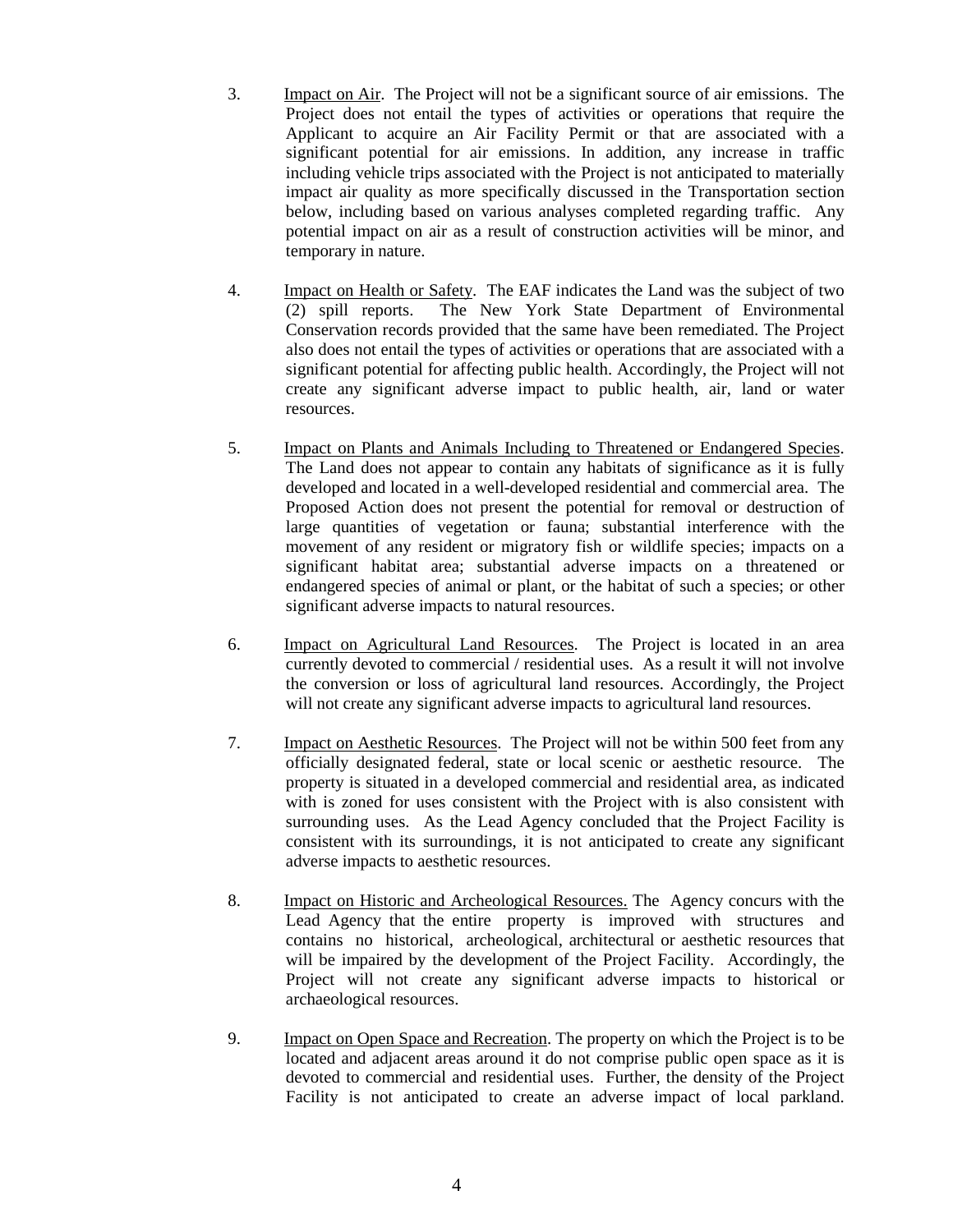3. Impact on Air. The Project will not be a significant source of air emissions. The Project does not entail the types of activities or operations that require the Applicant to acquire an Air Facility Permit or that are associated with a significant potential for air emissions. In addition, any increase in traffic including vehicle trips associated with the Project is not anticipated to materially impact air quality as more specifically discussed in the Transportation section below, including based on various analyses completed regarding traffic. Any potential impact on air as a result of construction activities will be minor, and temporary in nature.

4. Impact on Health or Safety. The EAF indicates the Land was the subject of two (2) spill reports. The New York State Department of Environmental Conservation records provided that the same have been remediated. The Project also does not entail the types of activities or operations that are associated with a significant potential for affecting public health. Accordingly, the Project will not create any significant adverse impact to public health, air, land or water resources.

5. Impact on Plants and Animals Including to Threatened or Endangered Species. The Land does not appear to contain any habitats of significance as it is fully developed and located in a well-developed residential and commercial area. The Proposed Action does not present the potential for removal or destruction of large quantities of vegetation or fauna; substantial interference with the movement of any resident or migratory fish or wildlife species; impacts on a significant habitat area; substantial adverse impacts on a threatened or endangered species of animal or plant, or the habitat of such a species; or other significant adverse impacts to natural resources.

6. Impact on Agricultural Land Resources. The Project is located in an area currently devoted to commercial / residential uses. As a result it will not involve the conversion or loss of agricultural land resources. Accordingly, the Project will not create any significant adverse impacts to agricultural land resources.

7. Impact on Aesthetic Resources. The Project will not be within 500 feet from any officially designated federal, state or local scenic or aesthetic resource. The property is situated in a developed commercial and residential area, as indicated with is zoned for uses consistent with the Project with is also consistent with surrounding uses. As the Lead Agency concluded that the Project Facility is consistent with its surroundings, it is not anticipated to create any significant adverse impacts to aesthetic resources.

8. Impact on Historic and Archeological Resources. The Agency concurs with the Lead Agency that the entire property is improved with structures and contains no historical, archeological, architectural or aesthetic resources that will be impaired by the development of the Project Facility. Accordingly, the Project will not create any significant adverse impacts to historical or archaeological resources.

9. Impact on Open Space and Recreation. The property on which the Project is to be located and adjacent areas around it do not comprise public open space as it is devoted to commercial and residential uses. Further, the density of the Project Facility is not anticipated to create an adverse impact of local parkland.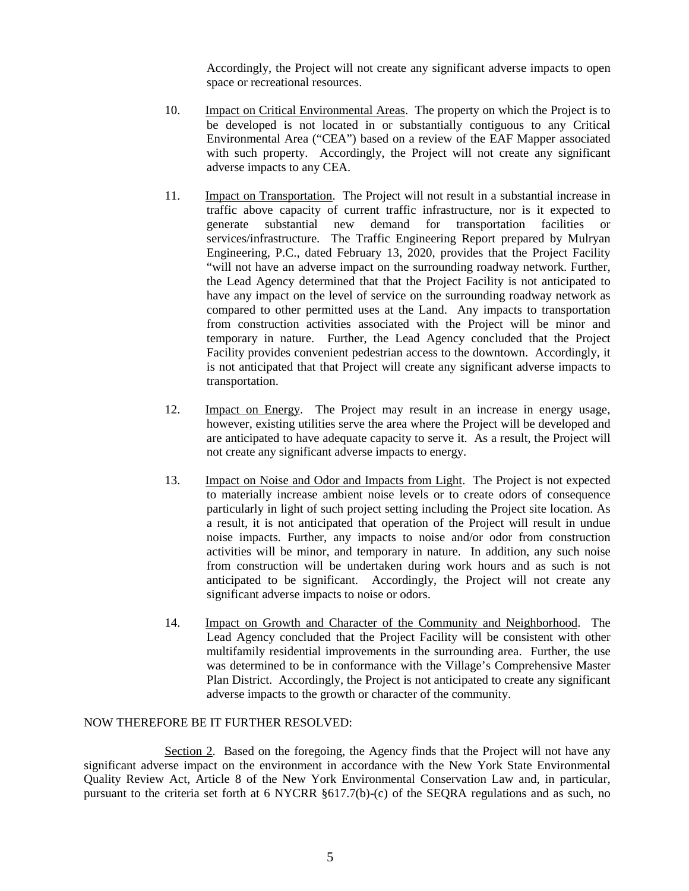Accordingly, the Project will not create any significant adverse impacts to open space or recreational resources.

10. Impact on Critical Environmental Areas. The property on which the Project is to be developed is not located in or substantially contiguous to any Critical Environmental Area ("CEA") based on a review of the EAF Mapper associated with such property. Accordingly, the Project will not create any significant adverse impacts to any CEA.

11. Impact on Transportation. The Project will not result in a substantial increase in traffic above capacity of current traffic infrastructure, nor is it expected to generate substantial new demand for transportation facilities or services/infrastructure. The Traffic Engineering Report prepared by Mulryan Engineering, P.C., dated February 13, 2020, provides that the Project Facility "will not have an adverse impact on the surrounding roadway network. Further, the Lead Agency determined that that the Project Facility is not anticipated to have any impact on the level of service on the surrounding roadway network as compared to other permitted uses at the Land. Any impacts to transportation from construction activities associated with the Project will be minor and temporary in nature. Further, the Lead Agency concluded that the Project Facility provides convenient pedestrian access to the downtown. Accordingly, it is not anticipated that that Project will create any significant adverse impacts to transportation.

12. Impact on Energy. The Project may result in an increase in energy usage, however, existing utilities serve the area where the Project will be developed and are anticipated to have adequate capacity to serve it. As a result, the Project will not create any significant adverse impacts to energy.

13. Impact on Noise and Odor and Impacts from Light. The Project is not expected to materially increase ambient noise levels or to create odors of consequence particularly in light of such project setting including the Project site location. As a result, it is not anticipated that operation of the Project will result in undue noise impacts. Further, any impacts to noise and/or odor from construction activities will be minor, and temporary in nature. In addition, any such noise from construction will be undertaken during work hours and as such is not anticipated to be significant. Accordingly, the Project will not create any significant adverse impacts to noise or odors.

14. Impact on Growth and Character of the Community and Neighborhood. The Lead Agency concluded that the Project Facility will be consistent with other multifamily residential improvements in the surrounding area. Further, the use was determined to be in conformance with the Village's Comprehensive Master Plan District. Accordingly, the Project is not anticipated to create any significant adverse impacts to the growth or character of the community.

NOW THEREFORE BE IT FURTHER RESOLVED:

Section 2. Based on the foregoing, the Agency finds that the Project will not have any significant adverse impact on the environment in accordance with the New York State Environmental Quality Review Act, Article 8 of the New York Environmental Conservation Law and, in particular, pursuant to the criteria set forth at 6 NYCRR §617.7(b)-(c) of the SEQRA regulations and as such, no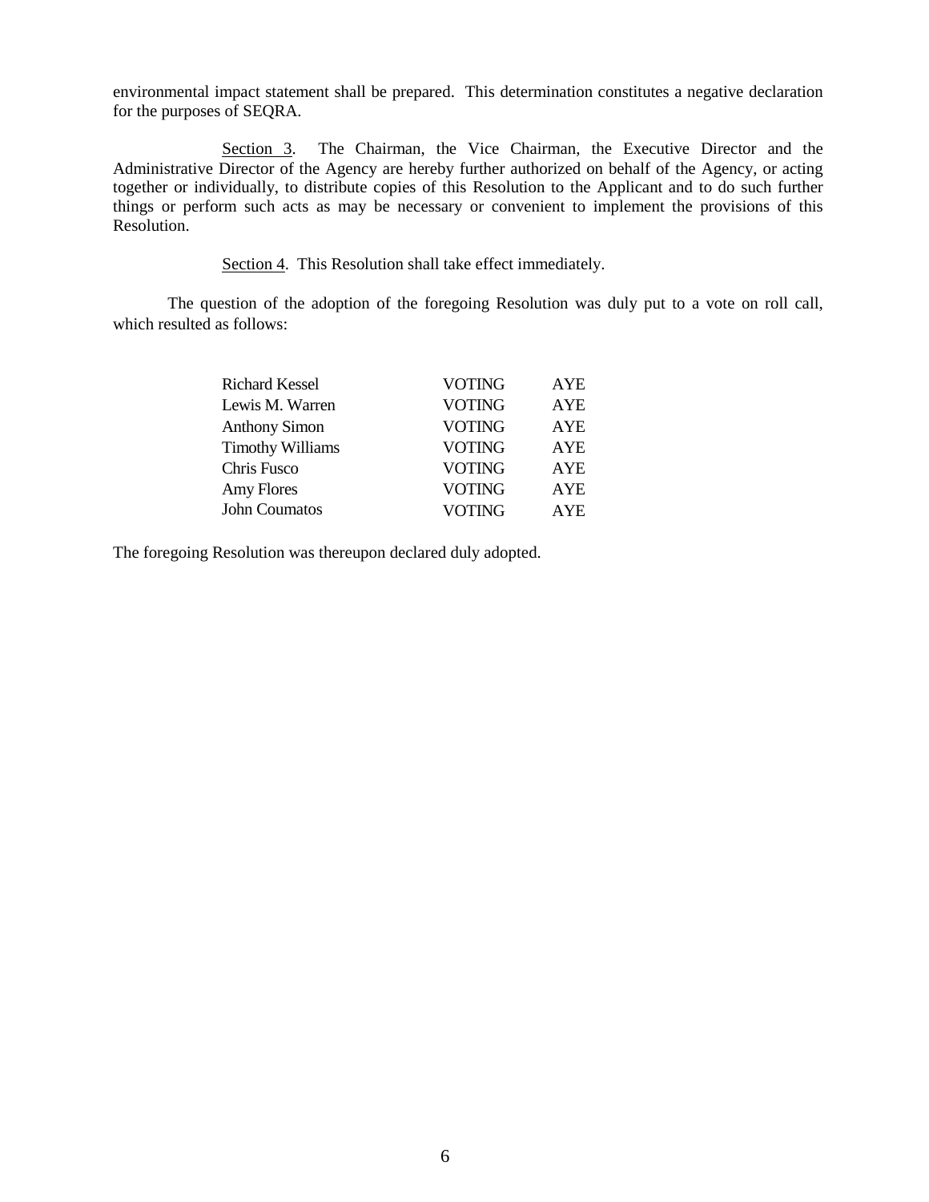environmental impact statement shall be prepared. This determination constitutes a negative declaration for the purposes of SEQRA.

Section 3. The Chairman, the Vice Chairman, the Executive Director and the Administrative Director of the Agency are hereby further authorized on behalf of the Agency, or acting together or individually, to distribute copies of this Resolution to the Applicant and to do such further things or perform such acts as may be necessary or convenient to implement the provisions of this Resolution.

Section 4. This Resolution shall take effect immediately.

The question of the adoption of the foregoing Resolution was duly put to a vote on roll call, which resulted as follows:

| | | |
|---|---|---|
| Richard Kessel | VOTING | AYE |
| Lewis M. Warren | VOTING | AYE |
| Anthony Simon | VOTING | AYE |
| Timothy Williams | VOTING | AYE |
| Chris Fusco | VOTING | AYE |
| Amy Flores | VOTING | AYE |
| John Coumatos | VOTING | AYE |

The foregoing Resolution was thereupon declared duly adopted.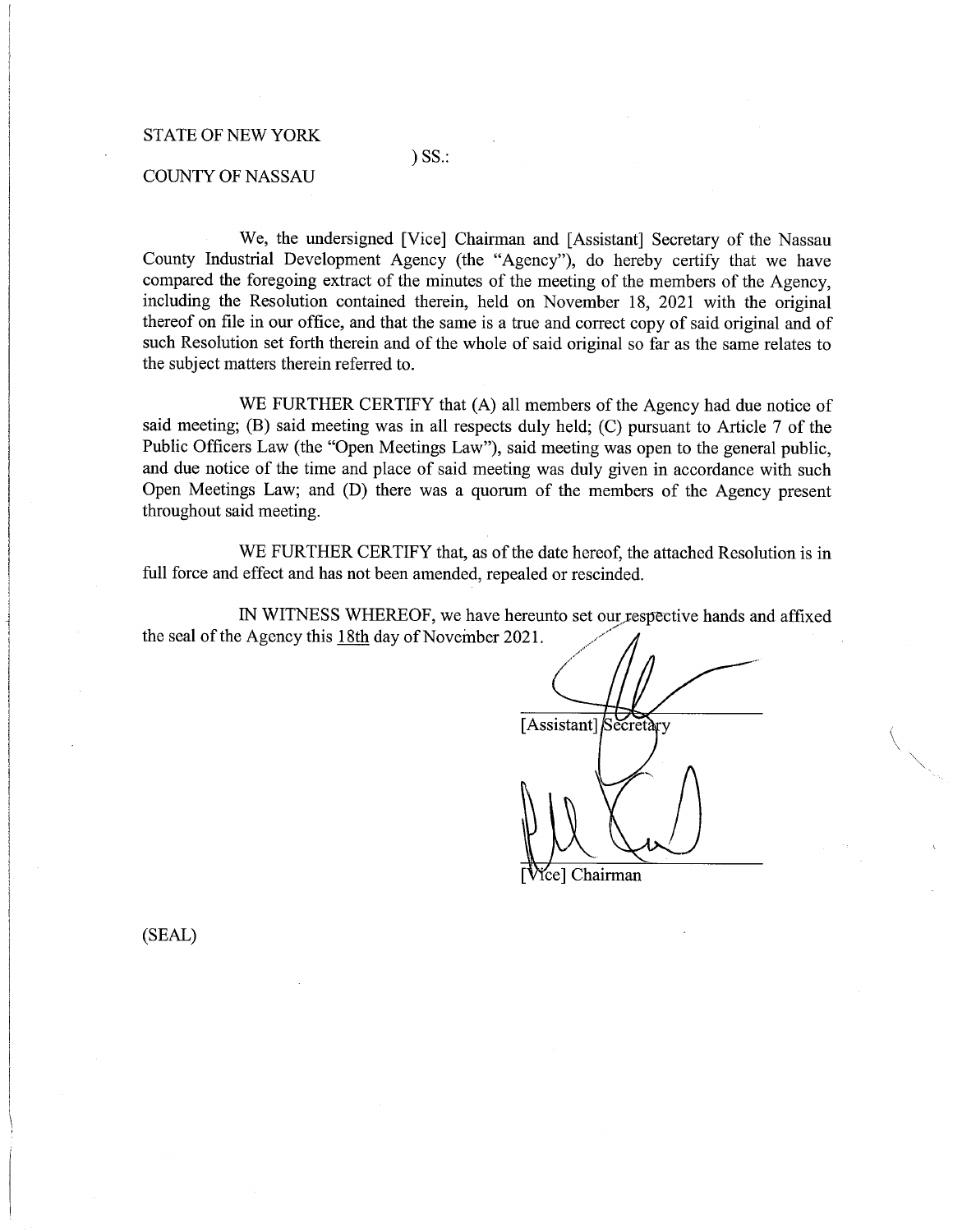STATE OF NEW YORK

) SS.:

COUNTY OF NASSAU

We, the undersigned [Vice] Chairman and [Assistant] Secretary of the Nassau County Industrial Development Agency (the "Agency"), do hereby certify that we have compared the foregoing extract of the minutes of the meeting of the members of the Agency, including the Resolution contained therein, held on November 18, 2021 with the original thereof on file in our office, and that the same is a true and correct copy of said original and of such Resolution set forth therein and of the whole of said original so far as the same relates to the subject matters therein referred to.

WE FURTHER CERTIFY that (A) all members of the Agency had due notice of said meeting; (B) said meeting was in all respects duly held; (C) pursuant to Article 7 of the Public Officers Law (the "Open Meetings Law"), said meeting was open to the general public, and due notice of the time and place of said meeting was duly given in accordance with such Open Meetings Law; and (D) there was a quorum of the members of the Agency present throughout said meeting.

WE FURTHER CERTIFY that, as of the date hereof, the attached Resolution is in full force and effect and has not been amended, repealed or rescinded.

IN WITNESS WHEREOF, we have hereunto set our respective hands and affixed the seal of the Agency this 18th day of November 2021.

[Assistant] Secretary

[Vice] Chairman

(SEAL)